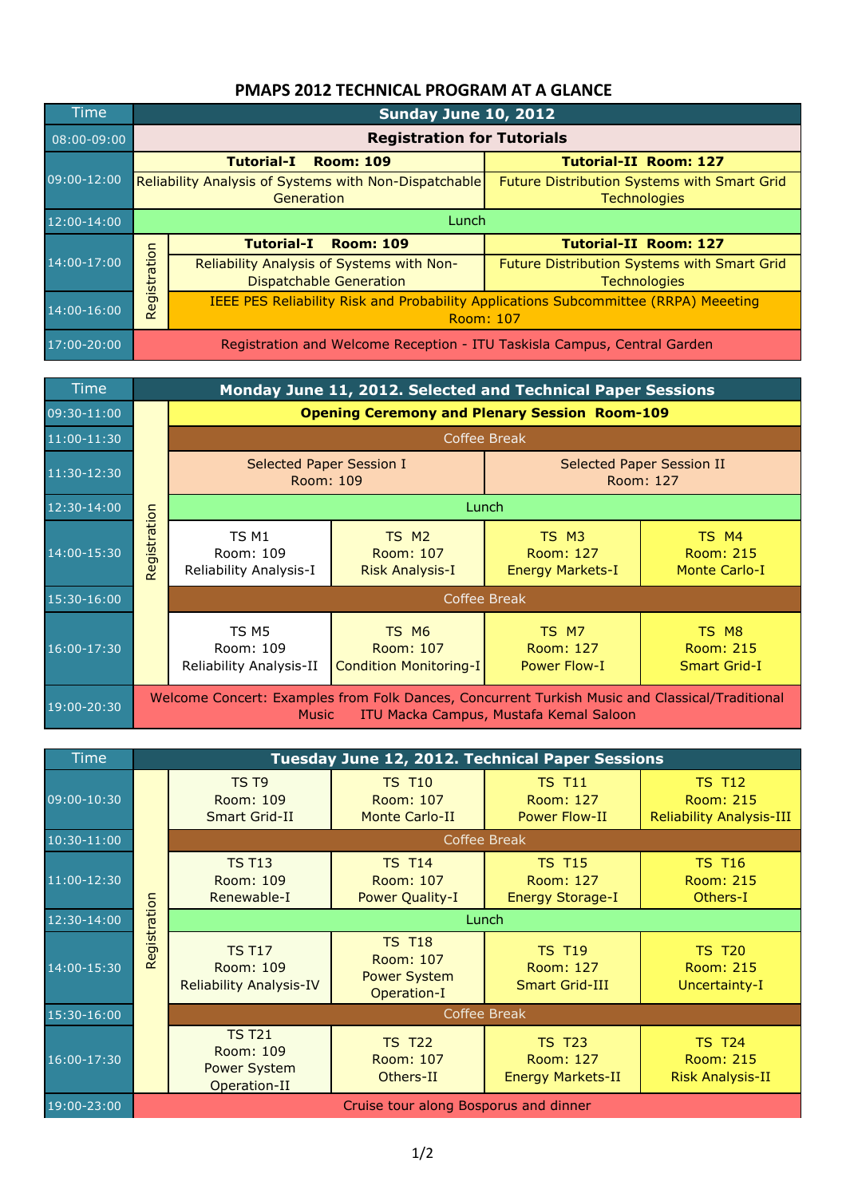# PMAPS 2012 TECHNICAL PROGRAM AT A GLANCE

| Time | Sunday June 10, 2012 | | |
|---|---|---|---|
| 08:00-09:00 | Registration for Tutorials | | |
| 09:00-12:00 | **Tutorial-I Room: 109** Reliability Analysis of Systems with Non-Dispatchable Generation | | **Tutorial-II Room: 127** Future Distribution Systems with Smart Grid Technologies |
| 12:00-14:00 | Lunch | | |
| 14:00-17:00 | Registration | **Tutorial-I Room: 109** Reliability Analysis of Systems with Non-Dispatchable Generation | **Tutorial-II Room: 127** Future Distribution Systems with Smart Grid Technologies |
| 14:00-16:00 | Registration | IEEE PES Reliability Risk and Probability Applications Subcommittee (RRPA) Meeeting Room: 107 | |
| 17:00-20:00 | Registration and Welcome Reception - ITU Taskisla Campus, Central Garden | | |

| Time | Monday June 11, 2012. Selected and Technical Paper Sessions | | | | |
|---|---|---|---|---|---|
| 09:30-11:00 | Registration | **Opening Ceremony and Plenary Session Room-109** | | | |
| 11:00-11:30 | Registration | Coffee Break | | | |
| 11:30-12:30 | Registration | Selected Paper Session I Room: 109 | | Selected Paper Session II Room: 127 | |
| 12:30-14:00 | Registration | Lunch | | | |
| 14:00-15:30 | Registration | TS M1 Room: 109 Reliability Analysis-I | TS M2 Room: 107 Risk Analysis-I | TS M3 Room: 127 Energy Markets-I | TS M4 Room: 215 Monte Carlo-I |
| 15:30-16:00 | Registration | Coffee Break | | | |
| 16:00-17:30 | Registration | TS M5 Room: 109 Reliability Analysis-II | TS M6 Room: 107 Condition Monitoring-I | TS M7 Room: 127 Power Flow-I | TS M8 Room: 215 Smart Grid-I |
| 19:00-20:30 | Welcome Concert: Examples from Folk Dances, Concurrent Turkish Music and Classical/Traditional Music ITU Macka Campus, Mustafa Kemal Saloon | | | | |

| Time | Tuesday June 12, 2012. Technical Paper Sessions | | | | |
|---|---|---|---|---|---|
| 09:00-10:30 | Registration | TS T9 Room: 109 Smart Grid-II | TS T10 Room: 107 Monte Carlo-II | TS T11 Room: 127 Power Flow-II | TS T12 Room: 215 Reliability Analysis-III |
| 10:30-11:00 | Registration | Coffee Break | | | |
| 11:00-12:30 | Registration | TS T13 Room: 109 Renewable-I | TS T14 Room: 107 Power Quality-I | TS T15 Room: 127 Energy Storage-I | TS T16 Room: 215 Others-I |
| 12:30-14:00 | Registration | Lunch | | | |
| 14:00-15:30 | Registration | TS T17 Room: 109 Reliability Analysis-IV | TS T18 Room: 107 Power System Operation-I | TS T19 Room: 127 Smart Grid-III | TS T20 Room: 215 Uncertainty-I |
| 15:30-16:00 | Registration | Coffee Break | | | |
| 16:00-17:30 | Registration | TS T21 Room: 109 Power System Operation-II | TS T22 Room: 107 Others-II | TS T23 Room: 127 Energy Markets-II | TS T24 Room: 215 Risk Analysis-II |
| 19:00-23:00 | Cruise tour along Bosporus and dinner | | | | |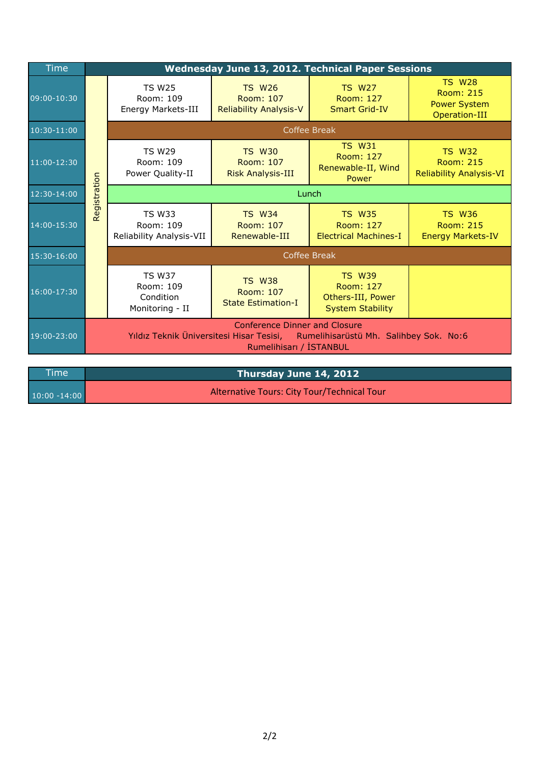| Time | Wednesday June 13, 2012. Technical Paper Sessions | | | | |
|---|---|---|---|---|---|
| 09:00-10:30 | Registration | TS W25 Room: 109 Energy Markets-III | TS W26 Room: 107 Reliability Analysis-V | TS W27 Room: 127 Smart Grid-IV | TS W28 Room: 215 Power System Operation-III |
| 10:30-11:00 | | Coffee Break | | | |
| 11:00-12:30 | | TS W29 Room: 109 Power Quality-II | TS W30 Room: 107 Risk Analysis-III | TS W31 Room: 127 Renewable-II, Wind Power | TS W32 Room: 215 Reliability Analysis-VI |
| 12:30-14:00 | | Lunch | | | |
| 14:00-15:30 | | TS W33 Room: 109 Reliability Analysis-VII | TS W34 Room: 107 Renewable-III | TS W35 Room: 127 Electrical Machines-I | TS W36 Room: 215 Energy Markets-IV |
| 15:30-16:00 | | Coffee Break | | | |
| 16:00-17:30 | | TS W37 Room: 109 Condition Monitoring - II | TS W38 Room: 107 State Estimation-I | TS W39 Room: 127 Others-III, Power System Stability | |
| 19:00-23:00 | Conference Dinner and Closure Yıldız Teknik Üniversitesi Hisar Tesisi, Rumelihisarüstü Mh. Salihbey Sok. No:6 Rumelihisarı / İSTANBUL | | | | |

| Time | Thursday June 14, 2012 |
|---|---|
| 10:00 -14:00 | Alternative Tours: City Tour/Technical Tour |